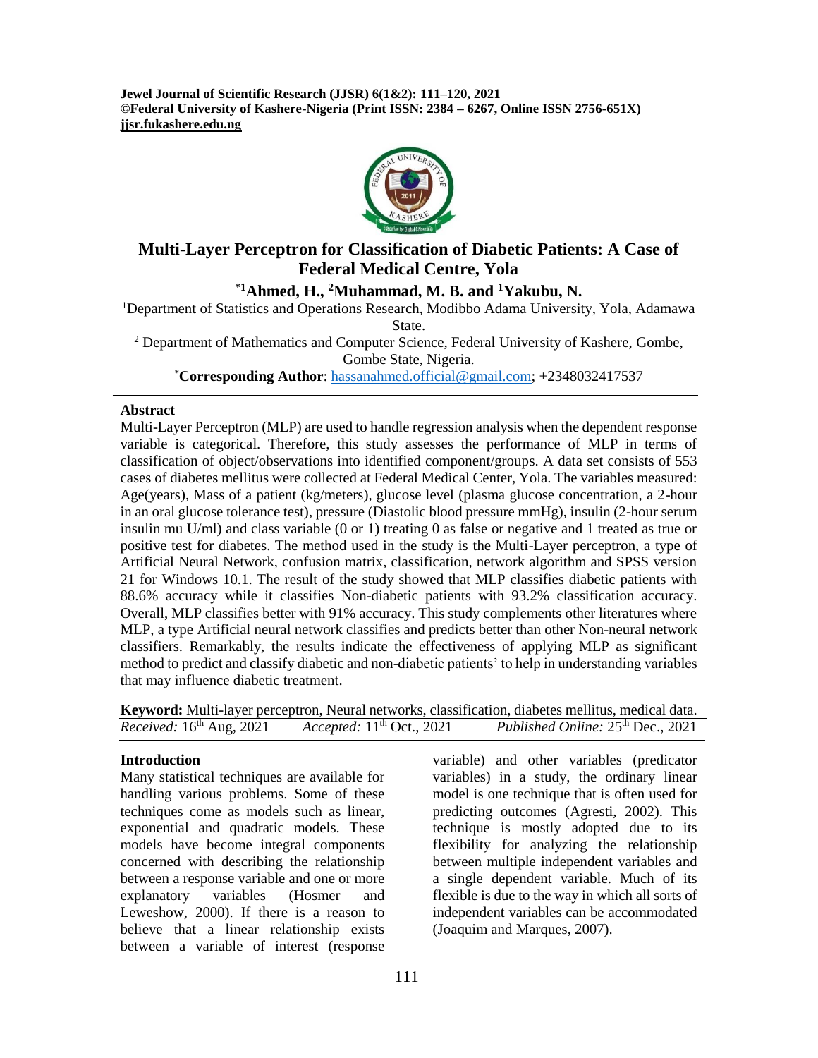# Multi-Layer Perceptron for Classification of Diabetic Patients: A Case of Federal Medical Centre, Yola

**[*1]Ahmed, H., [2]Muhammad, M. B. and [1]Yakubu, N.**

[1]Department of Statistics and Operations Research, Modibbo Adama University, Yola, Adamawa State.

[2] Department of Mathematics and Computer Science, Federal University of Kashere, Gombe, Gombe State, Nigeria.

[*]**Corresponding Author**: hassanahmed.official@gmail.com; +2348032417537

## Abstract

Multi-Layer Perceptron (MLP) are used to handle regression analysis when the dependent response variable is categorical. Therefore, this study assesses the performance of MLP in terms of classification of object/observations into identified component/groups. A data set consists of 553 cases of diabetes mellitus were collected at Federal Medical Center, Yola. The variables measured: Age(years), Mass of a patient (kg/meters), glucose level (plasma glucose concentration, a 2-hour in an oral glucose tolerance test), pressure (Diastolic blood pressure mmHg), insulin (2-hour serum insulin mu U/ml) and class variable (0 or 1) treating 0 as false or negative and 1 treated as true or positive test for diabetes. The method used in the study is the Multi-Layer perceptron, a type of Artificial Neural Network, confusion matrix, classification, network algorithm and SPSS version 21 for Windows 10.1. The result of the study showed that MLP classifies diabetic patients with 88.6% accuracy while it classifies Non-diabetic patients with 93.2% classification accuracy. Overall, MLP classifies better with 91% accuracy. This study complements other literatures where MLP, a type Artificial neural network classifies and predicts better than other Non-neural network classifiers. Remarkably, the results indicate the effectiveness of applying MLP as significant method to predict and classify diabetic and non-diabetic patients' to help in understanding variables that may influence diabetic treatment.

**Keyword:** Multi-layer perceptron, Neural networks, classification, diabetes mellitus, medical data.

*Received:* 16th Aug, 2021 *Accepted:* 11th Oct., 2021 *Published Online:* 25th Dec., 2021

## Introduction

Many statistical techniques are available for handling various problems. Some of these techniques come as models such as linear, exponential and quadratic models. These models have become integral components concerned with describing the relationship between a response variable and one or more explanatory variables (Hosmer and Leweshow, 2000). If there is a reason to believe that a linear relationship exists between a variable of interest (response variable) and other variables (predicator variables) in a study, the ordinary linear model is one technique that is often used for predicting outcomes (Agresti, 2002). This technique is mostly adopted due to its flexibility for analyzing the relationship between multiple independent variables and a single dependent variable. Much of its flexible is due to the way in which all sorts of independent variables can be accommodated (Joaquim and Marques, 2007).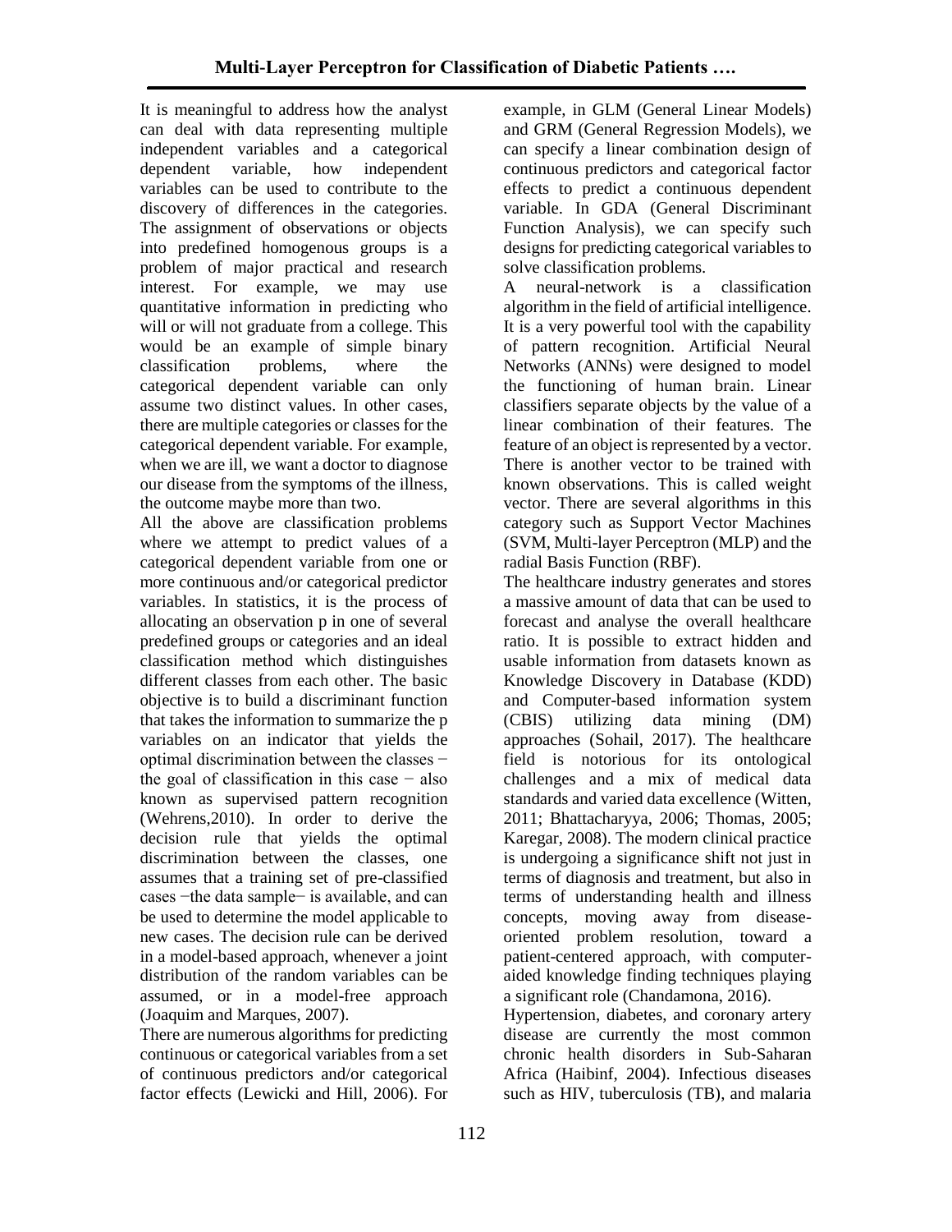It is meaningful to address how the analyst can deal with data representing multiple independent variables and a categorical dependent variable, how independent variables can be used to contribute to the discovery of differences in the categories. The assignment of observations or objects into predefined homogenous groups is a problem of major practical and research interest. For example, we may use quantitative information in predicting who will or will not graduate from a college. This would be an example of simple binary classification problems, where the categorical dependent variable can only assume two distinct values. In other cases, there are multiple categories or classes for the categorical dependent variable. For example, when we are ill, we want a doctor to diagnose our disease from the symptoms of the illness, the outcome maybe more than two.

All the above are classification problems where we attempt to predict values of a categorical dependent variable from one or more continuous and/or categorical predictor variables. In statistics, it is the process of allocating an observation p in one of several predefined groups or categories and an ideal classification method which distinguishes different classes from each other. The basic objective is to build a discriminant function that takes the information to summarize the p variables on an indicator that yields the optimal discrimination between the classes − the goal of classification in this case − also known as supervised pattern recognition (Wehrens,2010). In order to derive the decision rule that yields the optimal discrimination between the classes, one assumes that a training set of pre-classified cases −the data sample− is available, and can be used to determine the model applicable to new cases. The decision rule can be derived in a model-based approach, whenever a joint distribution of the random variables can be assumed, or in a model-free approach (Joaquim and Marques, 2007).

There are numerous algorithms for predicting continuous or categorical variables from a set of continuous predictors and/or categorical factor effects (Lewicki and Hill, 2006). For example, in GLM (General Linear Models) and GRM (General Regression Models), we can specify a linear combination design of continuous predictors and categorical factor effects to predict a continuous dependent variable. In GDA (General Discriminant Function Analysis), we can specify such designs for predicting categorical variables to solve classification problems.

A neural-network is a classification algorithm in the field of artificial intelligence. It is a very powerful tool with the capability of pattern recognition. Artificial Neural Networks (ANNs) were designed to model the functioning of human brain. Linear classifiers separate objects by the value of a linear combination of their features. The feature of an object is represented by a vector. There is another vector to be trained with known observations. This is called weight vector. There are several algorithms in this category such as Support Vector Machines (SVM, Multi-layer Perceptron (MLP) and the radial Basis Function (RBF).

The healthcare industry generates and stores a massive amount of data that can be used to forecast and analyse the overall healthcare ratio. It is possible to extract hidden and usable information from datasets known as Knowledge Discovery in Database (KDD) and Computer-based information system (CBIS) utilizing data mining (DM) approaches (Sohail, 2017). The healthcare field is notorious for its ontological challenges and a mix of medical data standards and varied data excellence (Witten, 2011; Bhattacharyya, 2006; Thomas, 2005; Karegar, 2008). The modern clinical practice is undergoing a significance shift not just in terms of diagnosis and treatment, but also in terms of understanding health and illness concepts, moving away from disease-oriented problem resolution, toward a patient-centered approach, with computer-aided knowledge finding techniques playing a significant role (Chandamona, 2016).

Hypertension, diabetes, and coronary artery disease are currently the most common chronic health disorders in Sub-Saharan Africa (Haibinf, 2004). Infectious diseases such as HIV, tuberculosis (TB), and malaria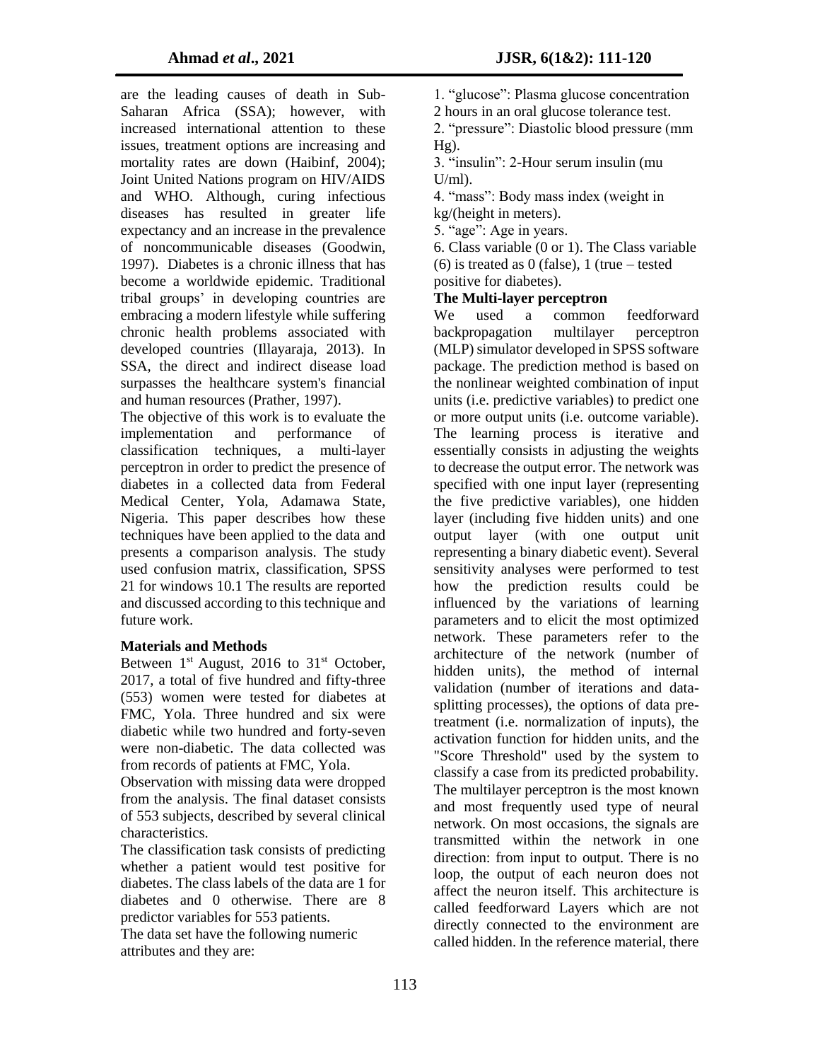are the leading causes of death in Sub-Saharan Africa (SSA); however, with increased international attention to these issues, treatment options are increasing and mortality rates are down (Haibinf, 2004); Joint United Nations program on HIV/AIDS and WHO. Although, curing infectious diseases has resulted in greater life expectancy and an increase in the prevalence of noncommunicable diseases (Goodwin, 1997). Diabetes is a chronic illness that has become a worldwide epidemic. Traditional tribal groups' in developing countries are embracing a modern lifestyle while suffering chronic health problems associated with developed countries (Illayaraja, 2013). In SSA, the direct and indirect disease load surpasses the healthcare system's financial and human resources (Prather, 1997).

The objective of this work is to evaluate the implementation and performance of classification techniques, a multi-layer perceptron in order to predict the presence of diabetes in a collected data from Federal Medical Center, Yola, Adamawa State, Nigeria. This paper describes how these techniques have been applied to the data and presents a comparison analysis. The study used confusion matrix, classification, SPSS 21 for windows 10.1 The results are reported and discussed according to this technique and future work.

## Materials and Methods

Between 1st August, 2016 to 31st October, 2017, a total of five hundred and fifty-three (553) women were tested for diabetes at FMC, Yola. Three hundred and six were diabetic while two hundred and forty-seven were non-diabetic. The data collected was from records of patients at FMC, Yola.

Observation with missing data were dropped from the analysis. The final dataset consists of 553 subjects, described by several clinical characteristics.

The classification task consists of predicting whether a patient would test positive for diabetes. The class labels of the data are 1 for diabetes and 0 otherwise. There are 8 predictor variables for 553 patients.

The data set have the following numeric attributes and they are:

1. "glucose": Plasma glucose concentration 2 hours in an oral glucose tolerance test.
2. "pressure": Diastolic blood pressure (mm Hg).
3. "insulin": 2-Hour serum insulin (mu U/ml).
4. "mass": Body mass index (weight in kg/(height in meters).
5. "age": Age in years.
6. Class variable (0 or 1). The Class variable (6) is treated as 0 (false), 1 (true – tested positive for diabetes).

### The Multi-layer perceptron

We used a common feedforward backpropagation multilayer perceptron (MLP) simulator developed in SPSS software package. The prediction method is based on the nonlinear weighted combination of input units (i.e. predictive variables) to predict one or more output units (i.e. outcome variable). The learning process is iterative and essentially consists in adjusting the weights to decrease the output error. The network was specified with one input layer (representing the five predictive variables), one hidden layer (including five hidden units) and one output layer (with one output unit representing a binary diabetic event). Several sensitivity analyses were performed to test how the prediction results could be influenced by the variations of learning parameters and to elicit the most optimized network. These parameters refer to the architecture of the network (number of hidden units), the method of internal validation (number of iterations and data-splitting processes), the options of data pre-treatment (i.e. normalization of inputs), the activation function for hidden units, and the "Score Threshold" used by the system to classify a case from its predicted probability. The multilayer perceptron is the most known and most frequently used type of neural network. On most occasions, the signals are transmitted within the network in one direction: from input to output. There is no loop, the output of each neuron does not affect the neuron itself. This architecture is called feedforward Layers which are not directly connected to the environment are called hidden. In the reference material, there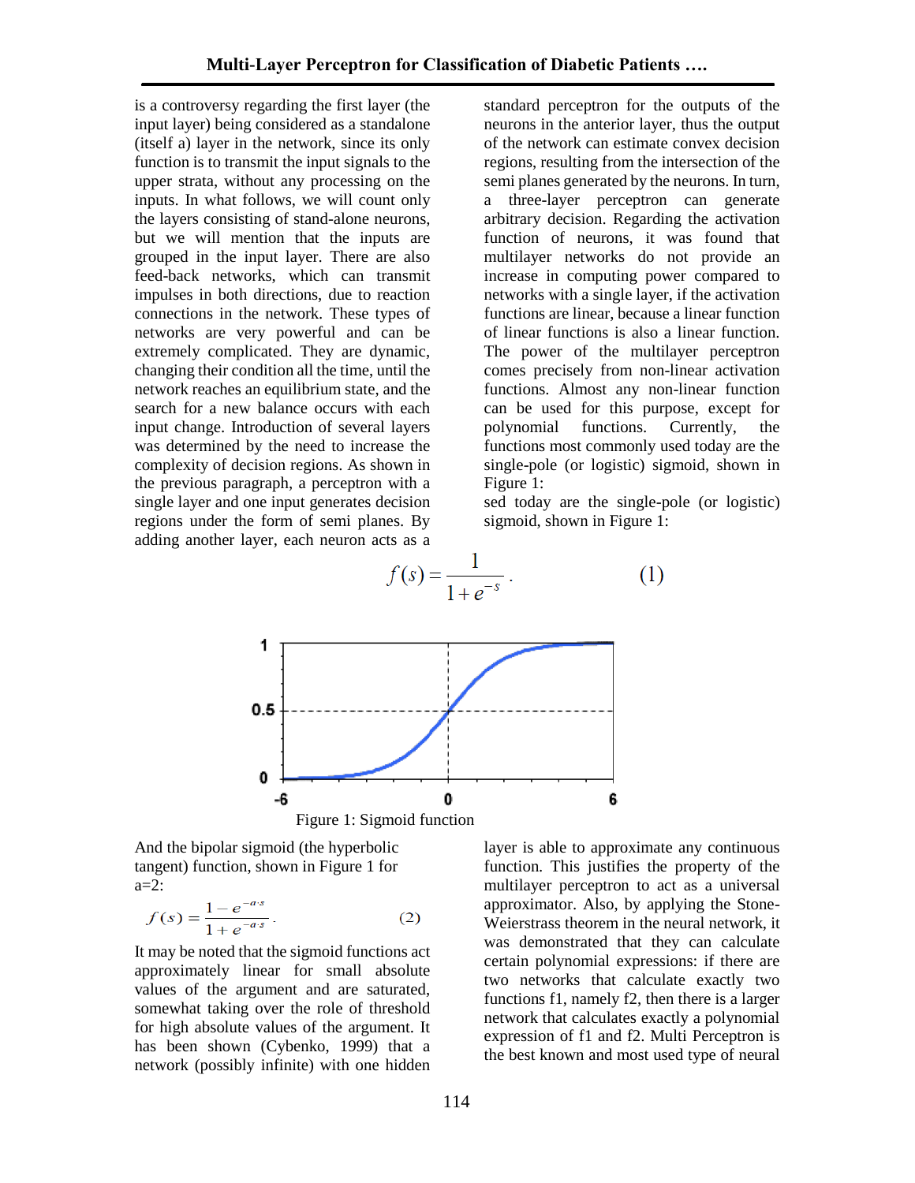is a controversy regarding the first layer (the input layer) being considered as a standalone (itself a) layer in the network, since its only function is to transmit the input signals to the upper strata, without any processing on the inputs. In what follows, we will count only the layers consisting of stand-alone neurons, but we will mention that the inputs are grouped in the input layer. There are also feed-back networks, which can transmit impulses in both directions, due to reaction connections in the network. These types of networks are very powerful and can be extremely complicated. They are dynamic, changing their condition all the time, until the network reaches an equilibrium state, and the search for a new balance occurs with each input change. Introduction of several layers was determined by the need to increase the complexity of decision regions. As shown in the previous paragraph, a perceptron with a single layer and one input generates decision regions under the form of semi planes. By adding another layer, each neuron acts as a standard perceptron for the outputs of the neurons in the anterior layer, thus the output of the network can estimate convex decision regions, resulting from the intersection of the semi planes generated by the neurons. In turn, a three-layer perceptron can generate arbitrary decision. Regarding the activation function of neurons, it was found that multilayer networks do not provide an increase in computing power compared to networks with a single layer, if the activation functions are linear, because a linear function of linear functions is also a linear function. The power of the multilayer perceptron comes precisely from non-linear activation functions. Almost any non-linear function can be used for this purpose, except for polynomial functions. Currently, the functions most commonly used today are the single-pole (or logistic) sigmoid, shown in Figure 1:
sed today are the single-pole (or logistic) sigmoid, shown in Figure 1:

$$f(s) = \frac{1}{1+e^{-s}}. \qquad (1)$$

Figure 1: Sigmoid function

And the bipolar sigmoid (the hyperbolic tangent) function, shown in Figure 1 for a=2:

$$f(s) = \frac{1-e^{-a \cdot s}}{1+e^{-a \cdot s}}. \qquad (2)$$

It may be noted that the sigmoid functions act approximately linear for small absolute values of the argument and are saturated, somewhat taking over the role of threshold for high absolute values of the argument. It has been shown (Cybenko, 1999) that a network (possibly infinite) with one hidden layer is able to approximate any continuous function. This justifies the property of the multilayer perceptron to act as a universal approximator. Also, by applying the Stone-Weierstrass theorem in the neural network, it was demonstrated that they can calculate certain polynomial expressions: if there are two networks that calculate exactly two functions f1, namely f2, then there is a larger network that calculates exactly a polynomial expression of f1 and f2. Multi Perceptron is the best known and most used type of neural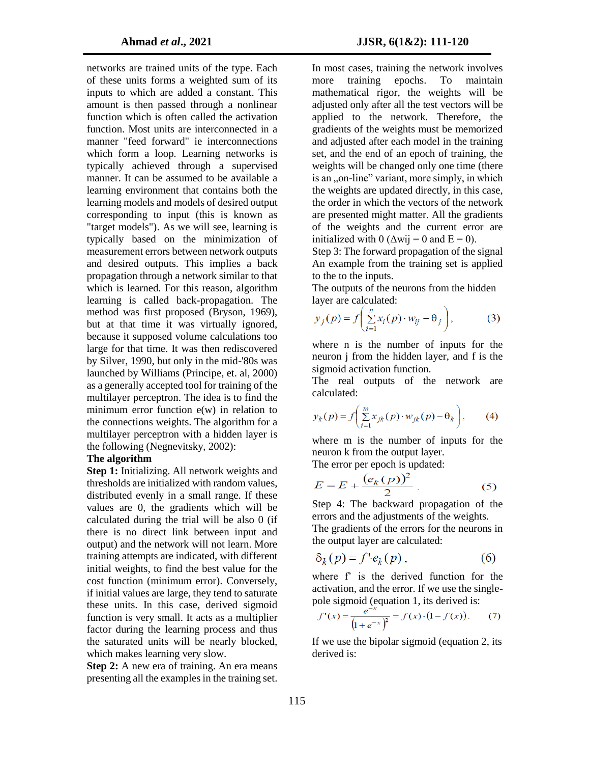networks are trained units of the type. Each of these units forms a weighted sum of its inputs to which are added a constant. This amount is then passed through a nonlinear function which is often called the activation function. Most units are interconnected in a manner "feed forward" ie interconnections which form a loop. Learning networks is typically achieved through a supervised manner. It can be assumed to be available a learning environment that contains both the learning models and models of desired output corresponding to input (this is known as "target models"). As we will see, learning is typically based on the minimization of measurement errors between network outputs and desired outputs. This implies a back propagation through a network similar to that which is learned. For this reason, algorithm learning is called back-propagation. The method was first proposed (Bryson, 1969), but at that time it was virtually ignored, because it supposed volume calculations too large for that time. It was then rediscovered by Silver, 1990, but only in the mid-'80s was launched by Williams (Principe, et. al, 2000) as a generally accepted tool for training of the multilayer perceptron. The idea is to find the minimum error function e(w) in relation to the connections weights. The algorithm for a multilayer perceptron with a hidden layer is the following (Negnevitsky, 2002):

**The algorithm**

**Step 1:** Initializing. All network weights and thresholds are initialized with random values, distributed evenly in a small range. If these values are 0, the gradients which will be calculated during the trial will be also 0 (if there is no direct link between input and output) and the network will not learn. More training attempts are indicated, with different initial weights, to find the best value for the cost function (minimum error). Conversely, if initial values are large, they tend to saturate these units. In this case, derived sigmoid function is very small. It acts as a multiplier factor during the learning process and thus the saturated units will be nearly blocked, which makes learning very slow.

**Step 2:** A new era of training. An era means presenting all the examples in the training set. In most cases, training the network involves more training epochs. To maintain mathematical rigor, the weights will be adjusted only after all the test vectors will be applied to the network. Therefore, the gradients of the weights must be memorized and adjusted after each model in the training set, and the end of an epoch of training, the weights will be changed only one time (there is an „on-line" variant, more simply, in which the weights are updated directly, in this case, the order in which the vectors of the network are presented might matter. All the gradients of the weights and the current error are initialized with 0 ($\Delta w_{ij} = 0$ and $E = 0$).

Step 3: The forward propagation of the signal

An example from the training set is applied to the to the inputs.

The outputs of the neurons from the hidden layer are calculated:

$$y_j(p) = f\left(\sum_{i=1}^{n} x_i(p) \cdot w_{ij} - \theta_j\right), \tag{3}$$

where n is the number of inputs for the neuron j from the hidden layer, and f is the sigmoid activation function.

The real outputs of the network are calculated:

$$y_k(p) = f\left(\sum_{i=1}^{m} x_{jk}(p) \cdot w_{jk}(p) - \theta_k\right), \tag{4}$$

where m is the number of inputs for the neuron k from the output layer.

The error per epoch is updated:

$$E = E + \frac{(e_k(p))^2}{2} \tag{5}$$

Step 4: The backward propagation of the errors and the adjustments of the weights.

The gradients of the errors for the neurons in the output layer are calculated:

$$\delta_k(p) = f' \cdot e_k(p), \tag{6}$$

where f' is the derived function for the activation, and the error. If we use the single-pole sigmoid (equation 1, its derived is:

$$f'(x) = \frac{e^{-x}}{\left(1 + e^{-x}\right)^2} = f(x) \cdot (1 - f(x)). \tag{7}$$

If we use the bipolar sigmoid (equation 2, its derived is: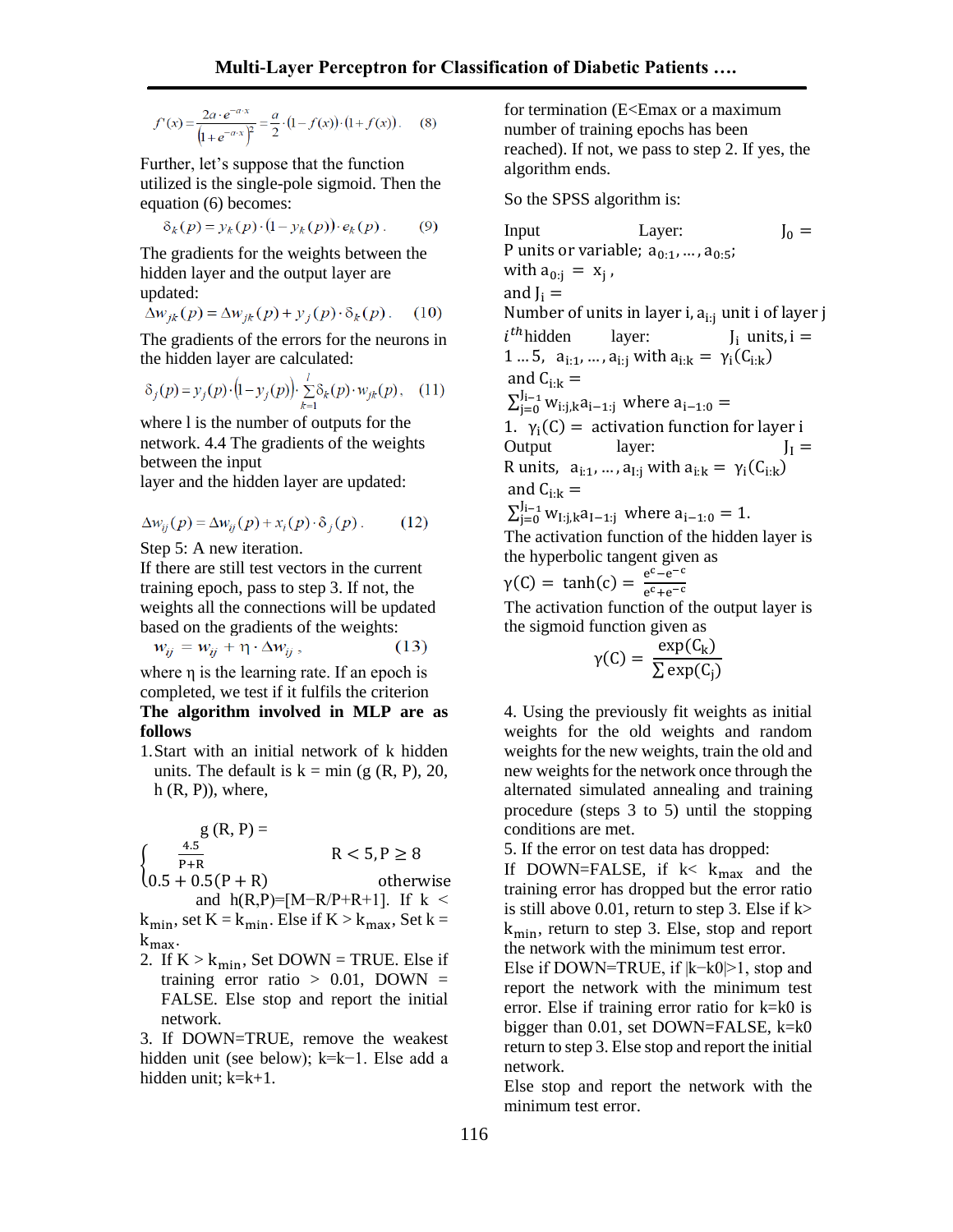$$f'(x) = \frac{2a \cdot e^{-a \cdot x}}{\left(1+e^{-a \cdot x}\right)^2} = \frac{a}{2} \cdot (1 - f(x)) \cdot (1 + f(x)). \quad (8)$$

Further, let's suppose that the function utilized is the single-pole sigmoid. Then the equation (6) becomes:

$$\delta_k(p) = y_k(p) \cdot (1 - y_k(p)) \cdot e_k(p). \quad (9)$$

The gradients for the weights between the hidden layer and the output layer are updated:

$$\Delta w_{jk}(p) = \Delta w_{jk}(p) + y_j(p) \cdot \delta_k(p). \quad (10)$$

The gradients of the errors for the neurons in the hidden layer are calculated:

$$\delta_j(p) = y_j(p) \cdot (1 - y_j(p)) \cdot \sum_{k=1}^{l} \delta_k(p) \cdot w_{jk}(p), \quad (11)$$

where l is the number of outputs for the network. 4.4 The gradients of the weights between the input layer and the hidden layer are updated:

$$\Delta w_{ij}(p) = \Delta w_{ij}(p) + x_i(p) \cdot \delta_j(p). \quad (12)$$

Step 5: A new iteration.

If there are still test vectors in the current training epoch, pass to step 3. If not, the weights all the connections will be updated based on the gradients of the weights:

$$w_{ij} = w_{ij} + \eta \cdot \Delta w_{ij}, \quad (13)$$

where η is the learning rate. If an epoch is completed, we test if it fulfils the criterion for termination (E<Emax or a maximum number of training epochs has been reached). If not, we pass to step 2. If yes, the algorithm ends.

**The algorithm involved in MLP are as follows**

1. Start with an initial network of k hidden units. The default is k = min (g (R, P), 20, h (R, P)), where,

$$g(R, P) = \begin{cases} \frac{4.5}{P+R} & R < 5, P \geq 8 \\ 0.5 + 0.5(P+R) & \text{otherwise} \end{cases}$$

and h(R,P)=[M−R/P+R+1]. If $k < k_{min}$, set $K = k_{min}$. Else if $K > k_{max}$, Set $k = k_{max}$.

2. If $K > k_{min}$, Set DOWN = TRUE. Else if training error ratio > 0.01, DOWN = FALSE. Else stop and report the initial network.
3. If DOWN=TRUE, remove the weakest hidden unit (see below); k=k−1. Else add a hidden unit; k=k+1.

So the SPSS algorithm is:

Input Layer: $J_0$ = P units or variable; $a_{0:1}, \ldots, a_{0:5}$; with $a_{0:j} = x_j$,

and $J_i$ = Number of units in layer i, $a_{i:j}$ unit i of layer j

$i^{th}$ hidden layer: $J_i$ units, $i = 1 \ldots 5$, $a_{i:1}, \ldots, a_{i:j}$ with $a_{i:k} = \gamma_i(C_{i:k})$

and $C_{i:k} = \sum_{j=0}^{J_{i-1}} w_{i:j,k} a_{i-1:j}$ where $a_{i-1:0} =$ 1. $\gamma_i(C) =$ activation function for layer i

Output layer: $J_I$ = R units, $a_{i:1}, \ldots, a_{I:j}$ with $a_{i:k} = \gamma_i(C_{i:k})$

and $C_{i:k} = \sum_{j=0}^{J_{i-1}} w_{I:j,k} a_{I-1:j}$ where $a_{i-1:0} = 1$.

The activation function of the hidden layer is the hyperbolic tangent given as

$$\gamma(C) = \tanh(c) = \frac{e^c - e^{-c}}{e^c + e^{-c}}$$

The activation function of the output layer is the sigmoid function given as

$$\gamma(C) = \frac{\exp(C_k)}{\sum \exp(C_j)}$$

4. Using the previously fit weights as initial weights for the old weights and random weights for the new weights, train the old and new weights for the network once through the alternated simulated annealing and training procedure (steps 3 to 5) until the stopping conditions are met.

5. If the error on test data has dropped:

If DOWN=FALSE, if $k < k_{max}$ and the training error has dropped but the error ratio is still above 0.01, return to step 3. Else if $k > k_{min}$, return to step 3. Else, stop and report the network with the minimum test error.

Else if DOWN=TRUE, if |k−k0|>1, stop and report the network with the minimum test error. Else if training error ratio for k=k0 is bigger than 0.01, set DOWN=FALSE, k=k0 return to step 3. Else stop and report the initial network.

Else stop and report the network with the minimum test error.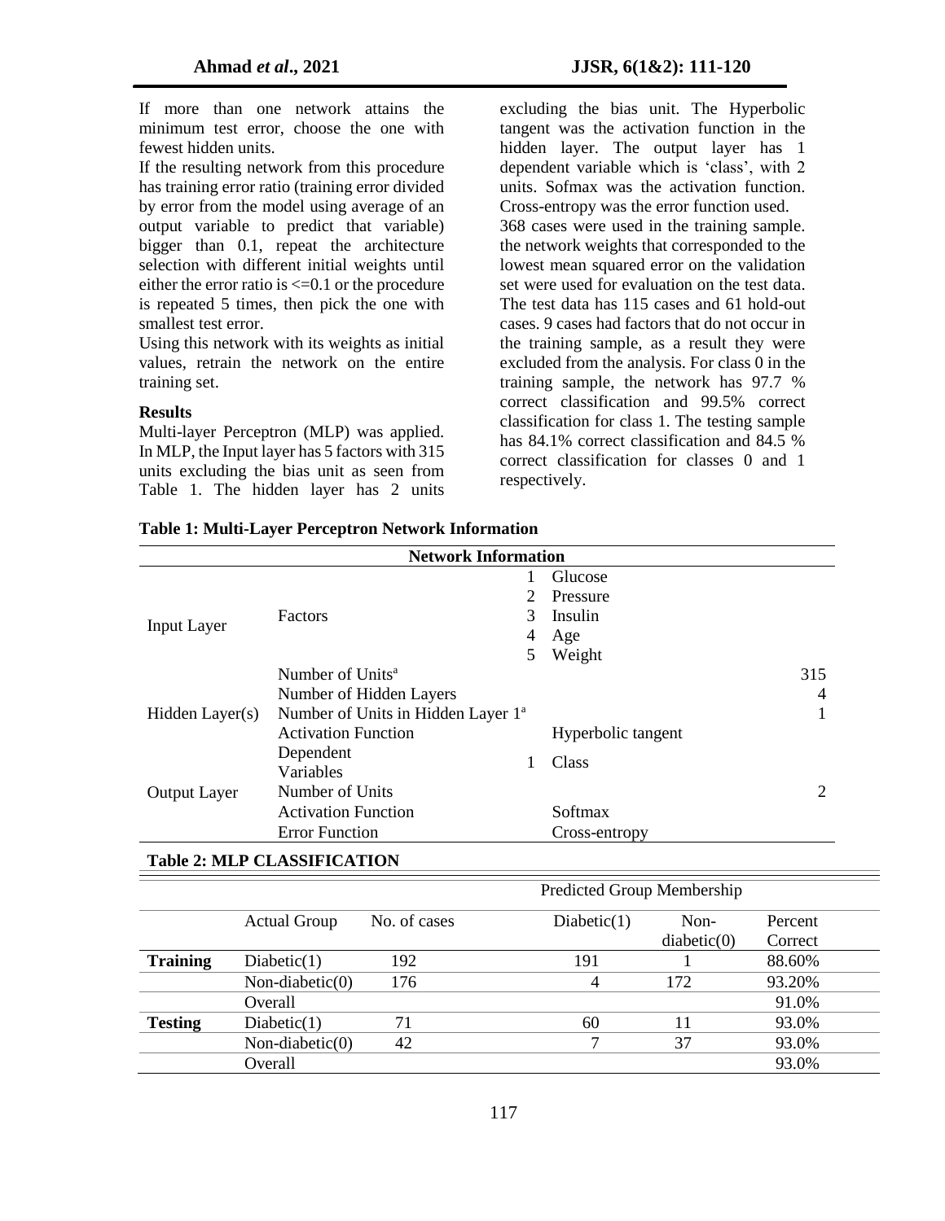If more than one network attains the minimum test error, choose the one with fewest hidden units.

If the resulting network from this procedure has training error ratio (training error divided by error from the model using average of an output variable to predict that variable) bigger than 0.1, repeat the architecture selection with different initial weights until either the error ratio is <=0.1 or the procedure is repeated 5 times, then pick the one with smallest test error.

Using this network with its weights as initial values, retrain the network on the entire training set.

### Results

Multi-layer Perceptron (MLP) was applied. In MLP, the Input layer has 5 factors with 315 units excluding the bias unit as seen from Table 1. The hidden layer has 2 units excluding the bias unit. The Hyperbolic tangent was the activation function in the hidden layer. The output layer has 1 dependent variable which is 'class', with 2 units. Sofmax was the activation function. Cross-entropy was the error function used.

368 cases were used in the training sample. the network weights that corresponded to the lowest mean squared error on the validation set were used for evaluation on the test data. The test data has 115 cases and 61 hold-out cases. 9 cases had factors that do not occur in the training sample, as a result they were excluded from the analysis. For class 0 in the training sample, the network has 97.7 % correct classification and 99.5% correct classification for class 1. The testing sample has 84.1% correct classification and 84.5 % correct classification for classes 0 and 1 respectively.

**Table 1: Multi-Layer Perceptron Network Information**

| Network Information | | | | |
|---|---|---|---|---|
| Input Layer | Factors | 1 | Glucose | |
| | | 2 | Pressure | |
| | | 3 | Insulin | |
| | | 4 | Age | |
| | | 5 | Weight | |
| | Number of Units[a] | | | 315 |
| Hidden Layer(s) | Number of Hidden Layers | | | 4 |
| | Number of Units in Hidden Layer 1[a] | | | 1 |
| | Activation Function | | Hyperbolic tangent | |
| Output Layer | Dependent Variables | 1 | Class | |
| | Number of Units | | | 2 |
| | Activation Function | | Softmax | |
| | Error Function | | Cross-entropy | |

**Table 2: MLP CLASSIFICATION**

| | Actual Group | No. of cases | Predicted Group Membership Diabetic(1) | Non-diabetic(0) | Percent Correct |
|---|---|---|---|---|---|
| **Training** | Diabetic(1) | 192 | 191 | 1 | 88.60% |
| | Non-diabetic(0) | 176 | 4 | 172 | 93.20% |
| | Overall | | | | 91.0% |
| **Testing** | Diabetic(1) | 71 | 60 | 11 | 93.0% |
| | Non-diabetic(0) | 42 | 7 | 37 | 93.0% |
| | Overall | | | | 93.0% |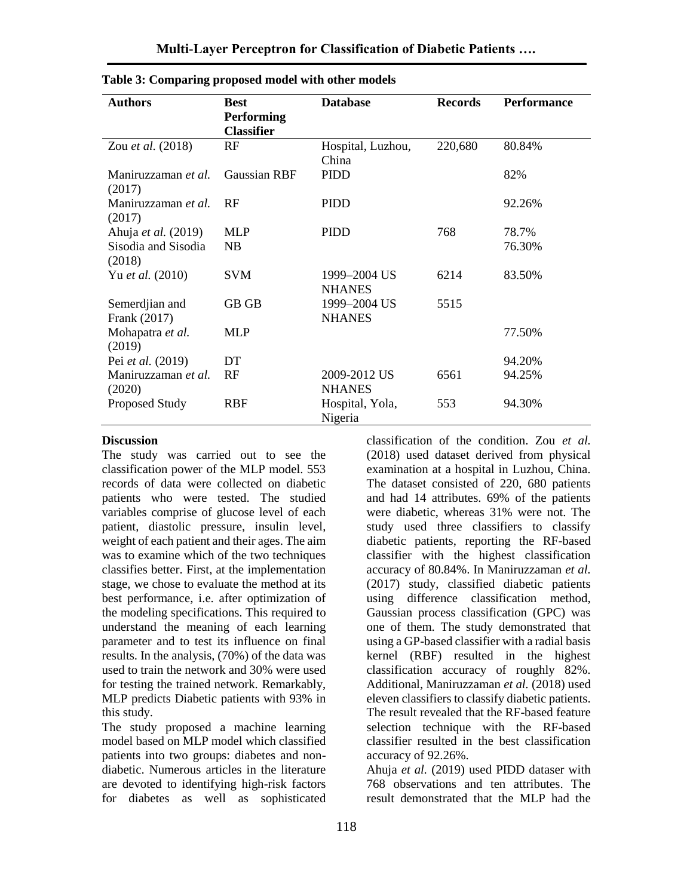**Table 3: Comparing proposed model with other models**

| Authors | Best Performing Classifier | Database | Records | Performance |
|---|---|---|---|---|
| Zou *et al.* (2018) | RF | Hospital, Luzhou, China | 220,680 | 80.84% |
| Maniruzzaman *et al.* (2017) | Gaussian RBF | PIDD | | 82% |
| Maniruzzaman *et al.* (2017) | RF | PIDD | | 92.26% |
| Ahuja *et al.* (2019) | MLP | PIDD | 768 | 78.7% |
| Sisodia and Sisodia (2018) | NB | | | 76.30% |
| Yu *et al.* (2010) | SVM | 1999–2004 US NHANES | 6214 | 83.50% |
| Semerdjian and Frank (2017) | GB GB | 1999–2004 US NHANES | 5515 | |
| Mohapatra *et al.* (2019) | MLP | | | 77.50% |
| Pei *et al.* (2019) | DT | | | 94.20% |
| Maniruzzaman *et al.* (2020) | RF | 2009-2012 US NHANES | 6561 | 94.25% |
| Proposed Study | RBF | Hospital, Yola, Nigeria | 553 | 94.30% |

**Discussion**

The study was carried out to see the classification power of the MLP model. 553 records of data were collected on diabetic patients who were tested. The studied variables comprise of glucose level of each patient, diastolic pressure, insulin level, weight of each patient and their ages. The aim was to examine which of the two techniques classifies better. First, at the implementation stage, we chose to evaluate the method at its best performance, i.e. after optimization of the modeling specifications. This required to understand the meaning of each learning parameter and to test its influence on final results. In the analysis, (70%) of the data was used to train the network and 30% were used for testing the trained network. Remarkably, MLP predicts Diabetic patients with 93% in this study.

The study proposed a machine learning model based on MLP model which classified patients into two groups: diabetes and non-diabetic. Numerous articles in the literature are devoted to identifying high-risk factors for diabetes as well as sophisticated classification of the condition. Zou *et al.* (2018) used dataset derived from physical examination at a hospital in Luzhou, China. The dataset consisted of 220, 680 patients and had 14 attributes. 69% of the patients were diabetic, whereas 31% were not. The study used three classifiers to classify diabetic patients, reporting the RF-based classifier with the highest classification accuracy of 80.84%. In Maniruzzaman *et al.* (2017) study, classified diabetic patients using difference classification method, Gaussian process classification (GPC) was one of them. The study demonstrated that using a GP-based classifier with a radial basis kernel (RBF) resulted in the highest classification accuracy of roughly 82%. Additional, Maniruzzaman *et al.* (2018) used eleven classifiers to classify diabetic patients. The result revealed that the RF-based feature selection technique with the RF-based classifier resulted in the best classification accuracy of 92.26%.

Ahuja *et al.* (2019) used PIDD dataser with 768 observations and ten attributes. The result demonstrated that the MLP had the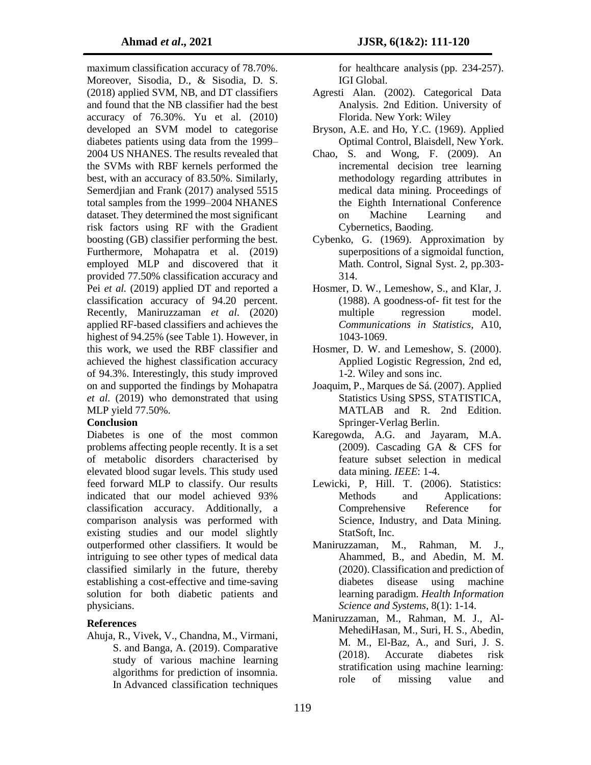maximum classification accuracy of 78.70%. Moreover, Sisodia, D., & Sisodia, D. S. (2018) applied SVM, NB, and DT classifiers and found that the NB classifier had the best accuracy of 76.30%. Yu et al. (2010) developed an SVM model to categorise diabetes patients using data from the 1999–2004 US NHANES. The results revealed that the SVMs with RBF kernels performed the best, with an accuracy of 83.50%. Similarly, Semerdjian and Frank (2017) analysed 5515 total samples from the 1999–2004 NHANES dataset. They determined the most significant risk factors using RF with the Gradient boosting (GB) classifier performing the best. Furthermore, Mohapatra et al. (2019) employed MLP and discovered that it provided 77.50% classification accuracy and Pei *et al.* (2019) applied DT and reported a classification accuracy of 94.20 percent. Recently, Maniruzzaman *et al.* (2020) applied RF-based classifiers and achieves the highest of 94.25% (see Table 1). However, in this work, we used the RBF classifier and achieved the highest classification accuracy of 94.3%. Interestingly, this study improved on and supported the findings by Mohapatra *et al.* (2019) who demonstrated that using MLP yield 77.50%.

**Conclusion**

Diabetes is one of the most common problems affecting people recently. It is a set of metabolic disorders characterised by elevated blood sugar levels. This study used feed forward MLP to classify. Our results indicated that our model achieved 93% classification accuracy. Additionally, a comparison analysis was performed with existing studies and our model slightly outperformed other classifiers. It would be intriguing to see other types of medical data classified similarly in the future, thereby establishing a cost-effective and time-saving solution for both diabetic patients and physicians.

**References**

Ahuja, R., Vivek, V., Chandna, M., Virmani, S. and Banga, A. (2019). Comparative study of various machine learning algorithms for prediction of insomnia. In Advanced classification techniques for healthcare analysis (pp. 234-257). IGI Global.

Agresti Alan. (2002). Categorical Data Analysis. 2nd Edition. University of Florida. New York: Wiley

Bryson, A.E. and Ho, Y.C. (1969). Applied Optimal Control, Blaisdell, New York.

Chao, S. and Wong, F. (2009). An incremental decision tree learning methodology regarding attributes in medical data mining. Proceedings of the Eighth International Conference on Machine Learning and Cybernetics, Baoding.

Cybenko, G. (1969). Approximation by superpositions of a sigmoidal function, Math. Control, Signal Syst. 2, pp.303-314.

Hosmer, D. W., Lemeshow, S., and Klar, J. (1988). A goodness-of- fit test for the multiple regression model. *Communications in Statistics*, A10, 1043-1069.

Hosmer, D. W. and Lemeshow, S. (2000). Applied Logistic Regression, 2nd ed, 1-2. Wiley and sons inc.

Joaquim, P., Marques de Sá. (2007). Applied Statistics Using SPSS, STATISTICA, MATLAB and R. 2nd Edition. Springer-Verlag Berlin.

Karegowda, A.G. and Jayaram, M.A. (2009). Cascading GA & CFS for feature subset selection in medical data mining. *IEEE*: 1-4.

Lewicki, P, Hill. T. (2006). Statistics: Methods and Applications: Comprehensive Reference for Science, Industry, and Data Mining. StatSoft, Inc.

Maniruzzaman, M., Rahman, M. J., Ahammed, B., and Abedin, M. M. (2020). Classification and prediction of diabetes disease using machine learning paradigm. *Health Information Science and Systems*, 8(1): 1-14.

Maniruzzaman, M., Rahman, M. J., Al-MehediHasan, M., Suri, H. S., Abedin, M. M., El-Baz, A., and Suri, J. S. (2018). Accurate diabetes risk stratification using machine learning: role of missing value and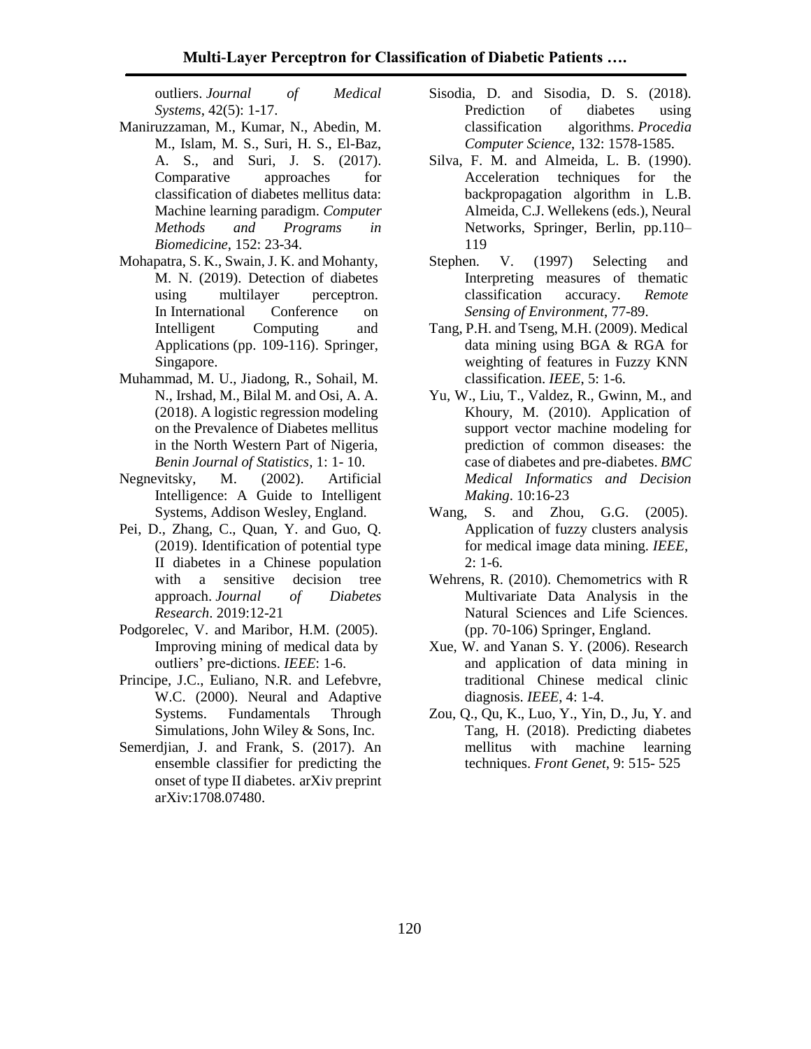outliers. *Journal of Medical Systems*, 42(5): 1-17.

Maniruzzaman, M., Kumar, N., Abedin, M. M., Islam, M. S., Suri, H. S., El-Baz, A. S., and Suri, J. S. (2017). Comparative approaches for classification of diabetes mellitus data: Machine learning paradigm. *Computer Methods and Programs in Biomedicine*, 152: 23-34.

Mohapatra, S. K., Swain, J. K. and Mohanty, M. N. (2019). Detection of diabetes using multilayer perceptron. In International Conference on Intelligent Computing and Applications (pp. 109-116). Springer, Singapore.

Muhammad, M. U., Jiadong, R., Sohail, M. N., Irshad, M., Bilal M. and Osi, A. A. (2018). A logistic regression modeling on the Prevalence of Diabetes mellitus in the North Western Part of Nigeria, *Benin Journal of Statistics*, 1: 1- 10.

Negnevitsky, M. (2002). Artificial Intelligence: A Guide to Intelligent Systems, Addison Wesley, England.

Pei, D., Zhang, C., Quan, Y. and Guo, Q. (2019). Identification of potential type II diabetes in a Chinese population with a sensitive decision tree approach. *Journal of Diabetes Research*. 2019:12-21

Podgorelec, V. and Maribor, H.M. (2005). Improving mining of medical data by outliers' pre-dictions. *IEEE*: 1-6.

Principe, J.C., Euliano, N.R. and Lefebvre, W.C. (2000). Neural and Adaptive Systems. Fundamentals Through Simulations, John Wiley & Sons, Inc.

Semerdjian, J. and Frank, S. (2017). An ensemble classifier for predicting the onset of type II diabetes. arXiv preprint arXiv:1708.07480.

Sisodia, D. and Sisodia, D. S. (2018). Prediction of diabetes using classification algorithms. *Procedia Computer Science*, 132: 1578-1585.

Silva, F. M. and Almeida, L. B. (1990). Acceleration techniques for the backpropagation algorithm in L.B. Almeida, C.J. Wellekens (eds.), Neural Networks, Springer, Berlin, pp.110–119

Stephen. V. (1997) Selecting and Interpreting measures of thematic classification accuracy. *Remote Sensing of Environment*, 77-89.

Tang, P.H. and Tseng, M.H. (2009). Medical data mining using BGA & RGA for weighting of features in Fuzzy KNN classification. *IEEE*, 5: 1-6.

Yu, W., Liu, T., Valdez, R., Gwinn, M., and Khoury, M. (2010). Application of support vector machine modeling for prediction of common diseases: the case of diabetes and pre-diabetes. *BMC Medical Informatics and Decision Making*. 10:16-23

Wang, S. and Zhou, G.G. (2005). Application of fuzzy clusters analysis for medical image data mining. *IEEE*, 2: 1-6.

Wehrens, R. (2010). Chemometrics with R Multivariate Data Analysis in the Natural Sciences and Life Sciences. (pp. 70-106) Springer, England.

Xue, W. and Yanan S. Y. (2006). Research and application of data mining in traditional Chinese medical clinic diagnosis. *IEEE*, 4: 1-4.

Zou, Q., Qu, K., Luo, Y., Yin, D., Ju, Y. and Tang, H. (2018). Predicting diabetes mellitus with machine learning techniques. *Front Genet*, 9: 515- 525